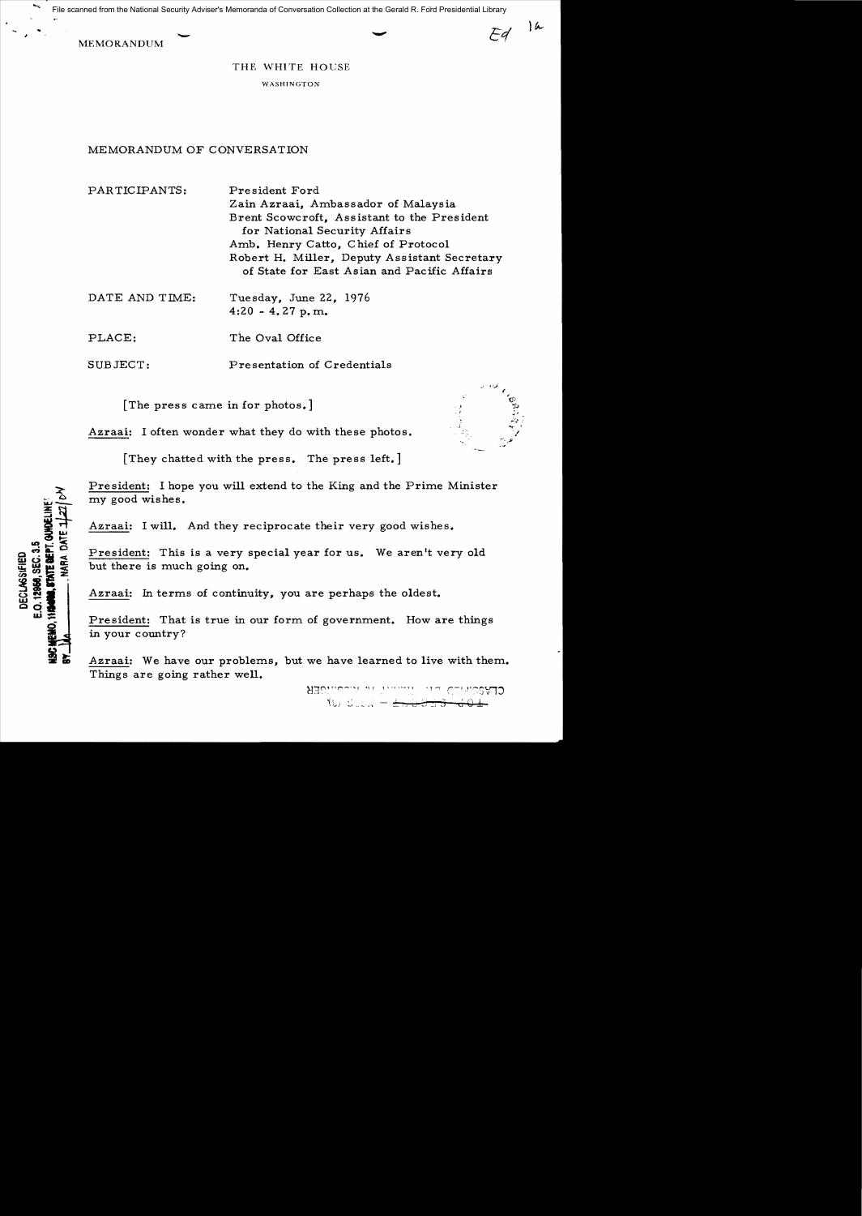MEMORANDUM

THE WHITE HOUSE

WASHINGTON

MEMORANDUM OF CONVERSATION

PARTICIPANTS: President Ford
Zain Azraai, Ambassador of Malaysia
Brent Scowcroft, Assistant to the President for National Security Affairs
Amb. Henry Catto, Chief of Protocol
Robert H. Miller, Deputy Assistant Secretary of State for East Asian and Pacific Affairs

DATE AND TIME: Tuesday, June 22, 1976
4:20 - 4.27 p.m.

PLACE: The Oval Office

SUBJECT: Presentation of Credentials

[The press came in for photos.]

Azraai: I often wonder what they do with these photos.

[They chatted with the press. The press left.]

President: I hope you will extend to the King and the Prime Minister my good wishes.

Azraai: I will. And they reciprocate their very good wishes.

President: This is a very special year for us. We aren't very old but there is much going on.

Azraai: In terms of continuity, you are perhaps the oldest.

President: That is true in our form of government. How are things in your country?

Azraai: We have our problems, but we have learned to live with them. Things are going rather well.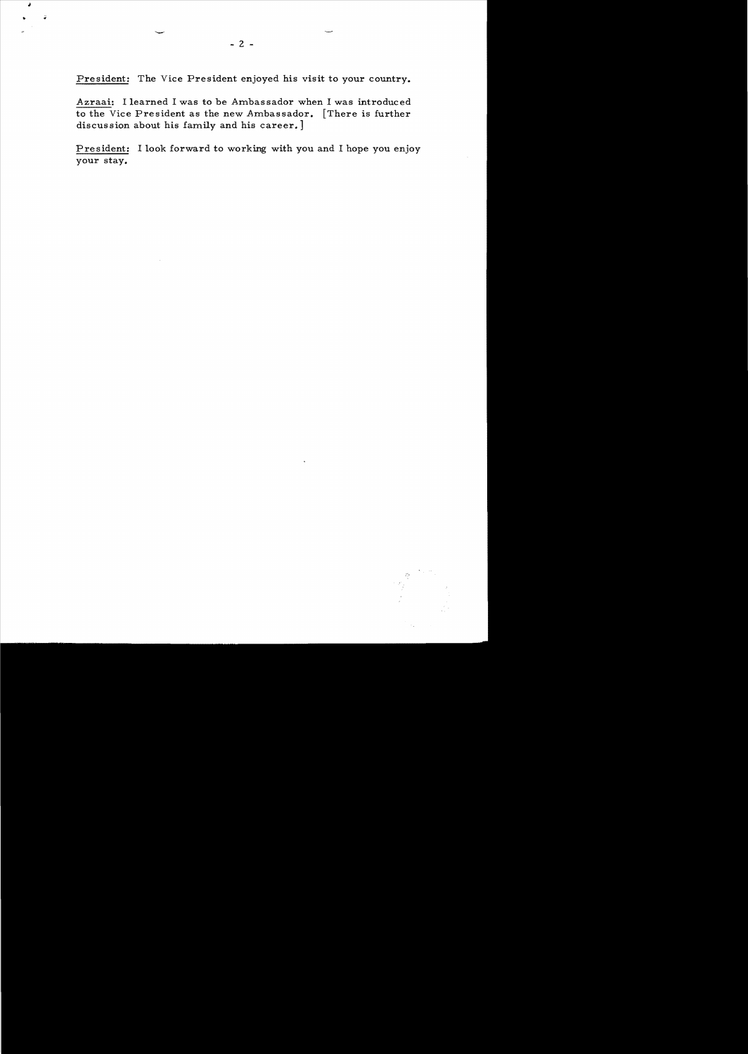<u>President:</u> The Vice President enjoyed his visit to your country.

<u>Azraai:</u> I learned I was to be Ambassador when I was introduced to the Vice President as the new Ambassador. [There is further discussion about his family and his career.]

<u>President:</u> I look forward to working with you and I hope you enjoy your stay.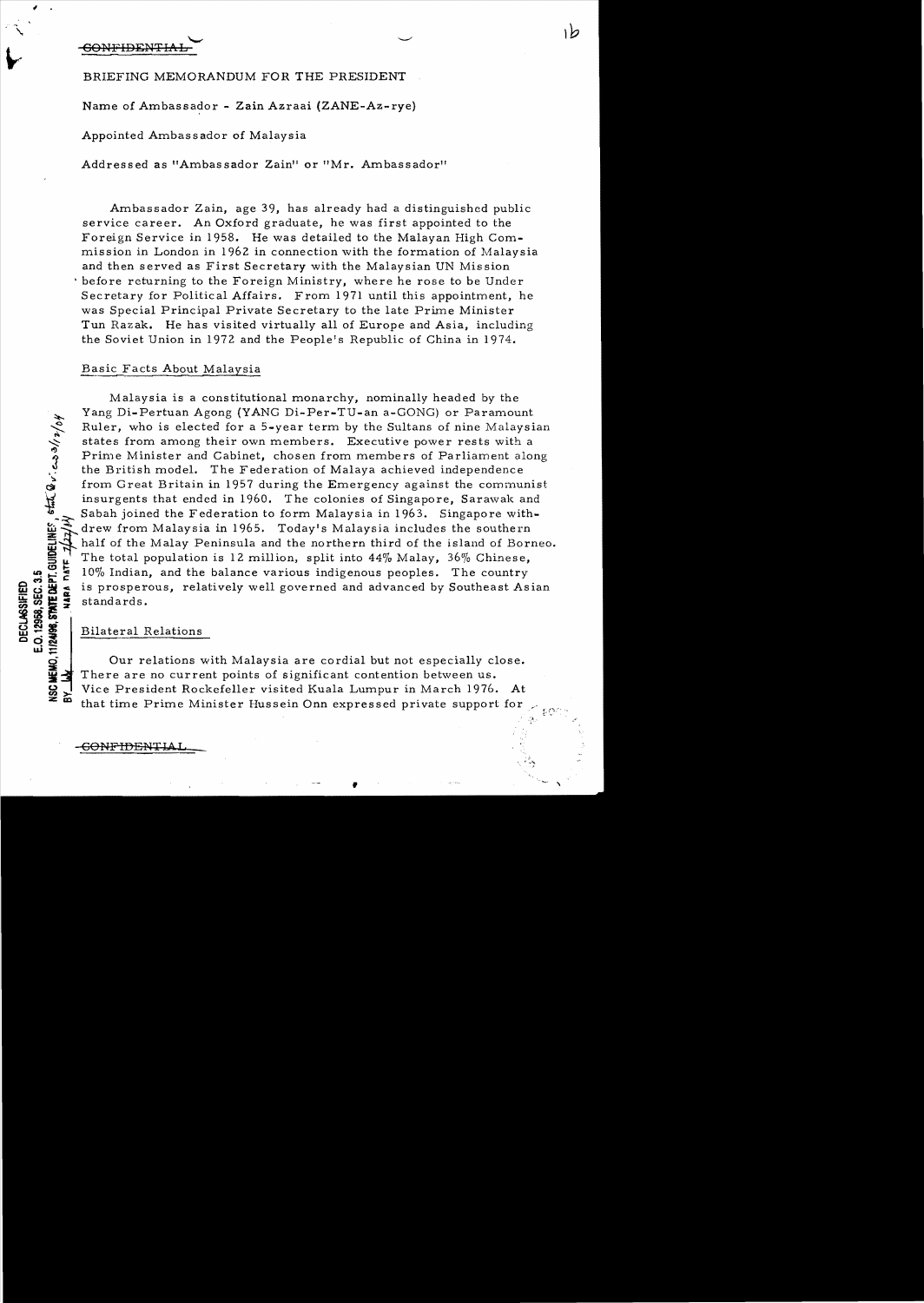CONFIDENTIAL

BRIEFING MEMORANDUM FOR THE PRESIDENT

Name of Ambassador - Zain Azraai (ZANE-Az-rye)

Appointed Ambassador of Malaysia

Addressed as "Ambassador Zain" or "Mr. Ambassador"

Ambassador Zain, age 39, has already had a distinguished public service career. An Oxford graduate, he was first appointed to the Foreign Service in 1958. He was detailed to the Malayan High Commission in London in 1962 in connection with the formation of Malaysia and then served as First Secretary with the Malaysian UN Mission before returning to the Foreign Ministry, where he rose to be Under Secretary for Political Affairs. From 1971 until this appointment, he was Special Principal Private Secretary to the late Prime Minister Tun Razak. He has visited virtually all of Europe and Asia, including the Soviet Union in 1972 and the People's Republic of China in 1974.

## Basic Facts About Malaysia

Malaysia is a constitutional monarchy, nominally headed by the Yang Di-Pertuan Agong (YANG Di-Per-TU-an a-GONG) or Paramount Ruler, who is elected for a 5-year term by the Sultans of nine Malaysian states from among their own members. Executive power rests with a Prime Minister and Cabinet, chosen from members of Parliament along the British model. The Federation of Malaya achieved independence from Great Britain in 1957 during the Emergency against the communist insurgents that ended in 1960. The colonies of Singapore, Sarawak and Sabah joined the Federation to form Malaysia in 1963. Singapore withdrew from Malaysia in 1965. Today's Malaysia includes the southern half of the Malay Peninsula and the northern third of the island of Borneo. The total population is 12 million, split into 44% Malay, 36% Chinese, 10% Indian, and the balance various indigenous peoples. The country is prosperous, relatively well governed and advanced by Southeast Asian standards.

## Bilateral Relations

Our relations with Malaysia are cordial but not especially close. There are no current points of significant contention between us. Vice President Rockefeller visited Kuala Lumpur in March 1976. At that time Prime Minister Hussein Onn expressed private support for

CONFIDENTIAL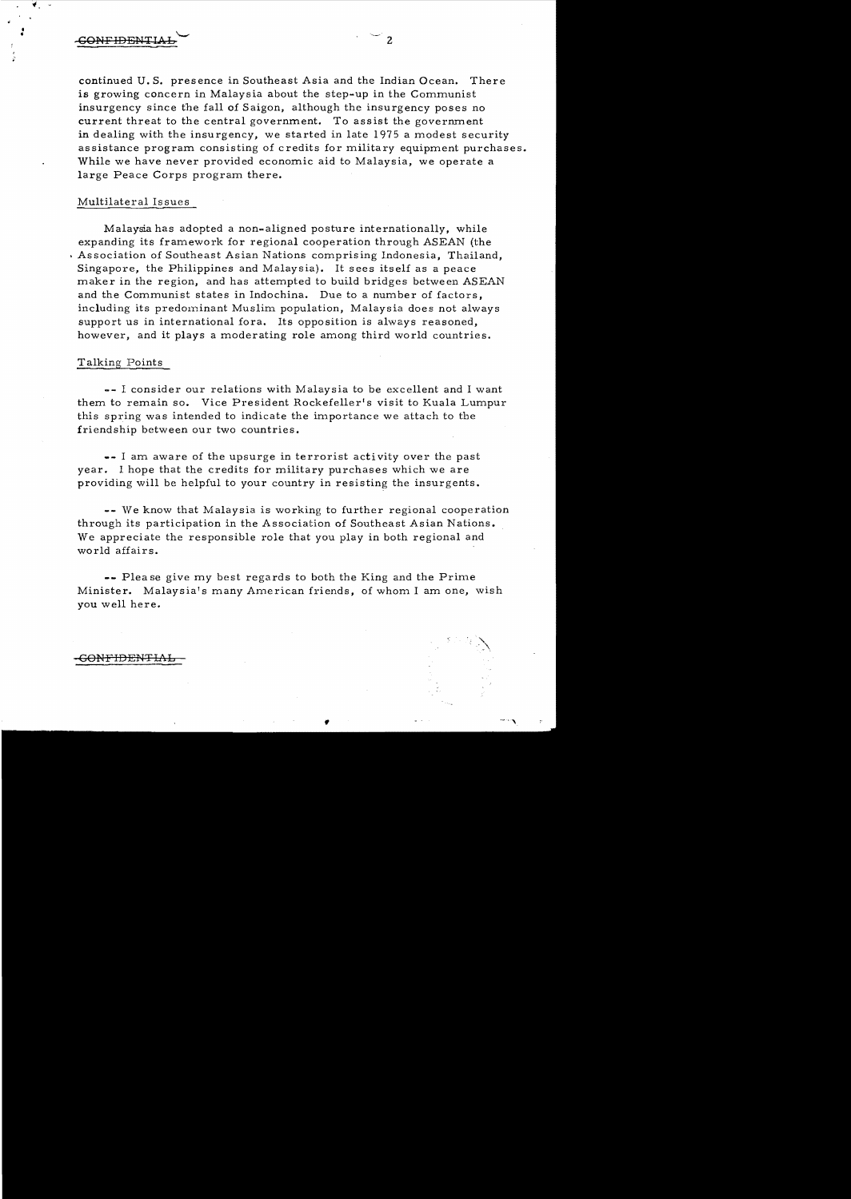continued U. S. presence in Southeast Asia and the Indian Ocean. There is growing concern in Malaysia about the step-up in the Communist insurgency since the fall of Saigon, although the insurgency poses no current threat to the central government. To assist the government in dealing with the insurgency, we started in late 1975 a modest security assistance program consisting of credits for military equipment purchases. While we have never provided economic aid to Malaysia, we operate a large Peace Corps program there.

## Multilateral Issues

Malaysia has adopted a non-aligned posture internationally, while expanding its framework for regional cooperation through ASEAN (the Association of Southeast Asian Nations comprising Indonesia, Thailand, Singapore, the Philippines and Malaysia). It sees itself as a peace maker in the region, and has attempted to build bridges between ASEAN and the Communist states in Indochina. Due to a number of factors, including its predominant Muslim population, Malaysia does not always support us in international fora. Its opposition is always reasoned, however, and it plays a moderating role among third world countries.

## Talking Points

-- I consider our relations with Malaysia to be excellent and I want them to remain so. Vice President Rockefeller's visit to Kuala Lumpur this spring was intended to indicate the importance we attach to the friendship between our two countries.

-- I am aware of the upsurge in terrorist activity over the past year. I hope that the credits for military purchases which we are providing will be helpful to your country in resisting the insurgents.

-- We know that Malaysia is working to further regional cooperation through its participation in the Association of Southeast Asian Nations. We appreciate the responsible role that you play in both regional and world affairs.

-- Please give my best regards to both the King and the Prime Minister. Malaysia's many American friends, of whom I am one, wish you well here.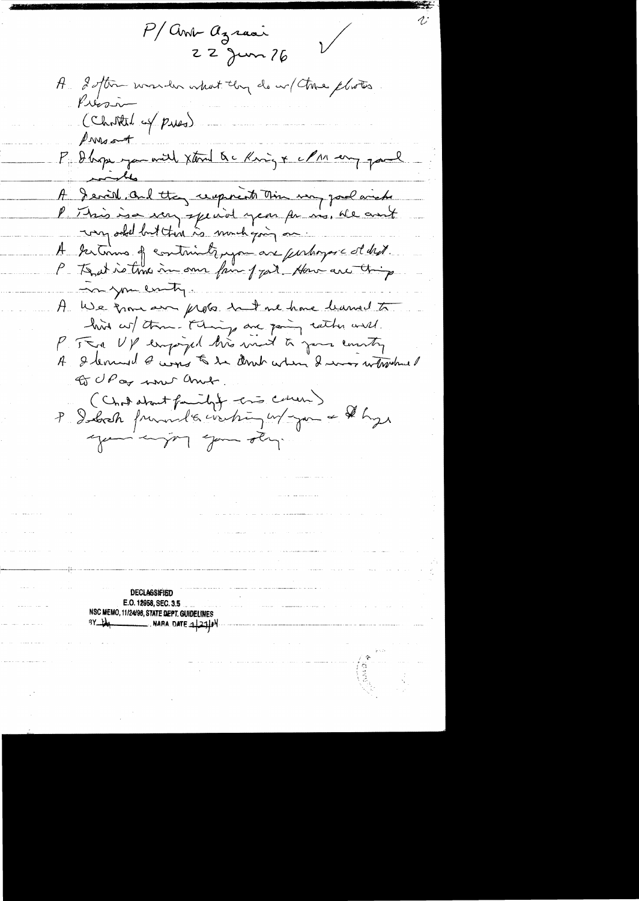P/Amb Azzaui
22 Jun 76

A I often wonder what they do w/ those photos
Pres—
(Chatted of press)
Present

P I hope you will xtend to King & PM my good wishes

A I will, and they appreciate them very good wishes.

P This is a very special year for us. We aren't very old but there is much going on.

A In terms of continuity you are perhaps oldest.

P That is true in our form of govt. How are things in your country.

A We have our probs but we have learned to live w/ them. Things are going rather well.

P The VP enjoyed his visit to your country

A I learned I was to be Amb when I was introduced to VP as new Amb.

(Chat about family & his career)

P I look forward to working w/ you & I hope you enjoy your stay.

DECLASSIFIED
E.O. 12958, SEC. 3.5
NSC MEMO, 11/24/98, STATE DEPT. GUIDELINES
BY ___ NARA DATE 3/21/04